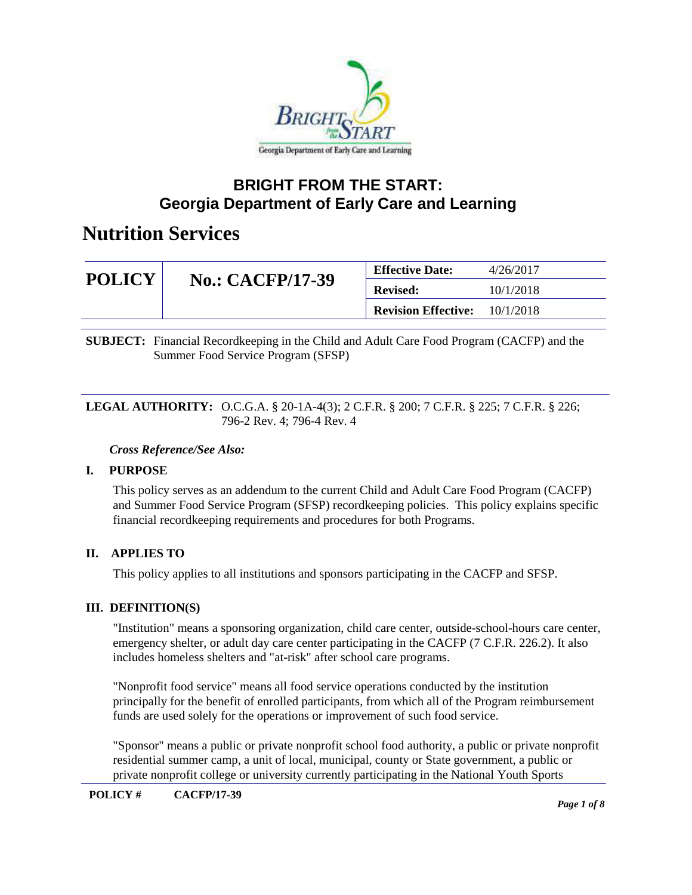## BRIGHT FROM THE START:
## Georgia Department of Early Care and Learning

# Nutrition Services

| POLICY | No.: CACFP/17-39 | Effective Date: | 4/26/2017 |
|---|---|---|---|
| | | Revised: | 10/1/2018 |
| | | Revision Effective: | 10/1/2018 |

**SUBJECT:** Financial Recordkeeping in the Child and Adult Care Food Program (CACFP) and the Summer Food Service Program (SFSP)

**LEGAL AUTHORITY:** O.C.G.A. § 20-1A-4(3); 2 C.F.R. § 200; 7 C.F.R. § 225; 7 C.F.R. § 226; 796-2 Rev. 4; 796-4 Rev. 4

***Cross Reference/See Also:***

### I. PURPOSE

This policy serves as an addendum to the current Child and Adult Care Food Program (CACFP) and Summer Food Service Program (SFSP) recordkeeping policies. This policy explains specific financial recordkeeping requirements and procedures for both Programs.

### II. APPLIES TO

This policy applies to all institutions and sponsors participating in the CACFP and SFSP.

### III. DEFINITION(S)

"Institution" means a sponsoring organization, child care center, outside-school-hours care center, emergency shelter, or adult day care center participating in the CACFP (7 C.F.R. 226.2). It also includes homeless shelters and "at-risk" after school care programs.

"Nonprofit food service" means all food service operations conducted by the institution principally for the benefit of enrolled participants, from which all of the Program reimbursement funds are used solely for the operations or improvement of such food service.

"Sponsor" means a public or private nonprofit school food authority, a public or private nonprofit residential summer camp, a unit of local, municipal, county or State government, a public or private nonprofit college or university currently participating in the National Youth Sports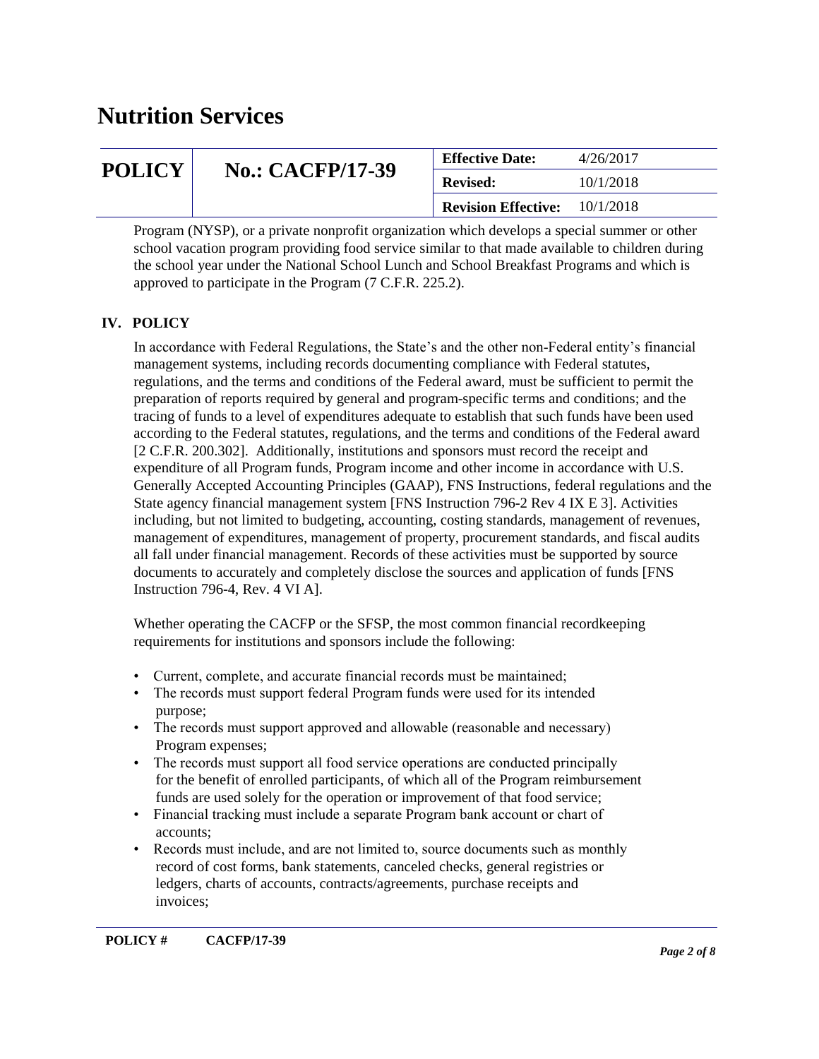Program (NYSP), or a private nonprofit organization which develops a special summer or other school vacation program providing food service similar to that made available to children during the school year under the National School Lunch and School Breakfast Programs and which is approved to participate in the Program (7 C.F.R. 225.2).

## IV. POLICY

In accordance with Federal Regulations, the State's and the other non-Federal entity's financial management systems, including records documenting compliance with Federal statutes, regulations, and the terms and conditions of the Federal award, must be sufficient to permit the preparation of reports required by general and program-specific terms and conditions; and the tracing of funds to a level of expenditures adequate to establish that such funds have been used according to the Federal statutes, regulations, and the terms and conditions of the Federal award [2 C.F.R. 200.302]. Additionally, institutions and sponsors must record the receipt and expenditure of all Program funds, Program income and other income in accordance with U.S. Generally Accepted Accounting Principles (GAAP), FNS Instructions, federal regulations and the State agency financial management system [FNS Instruction 796-2 Rev 4 IX E 3]. Activities including, but not limited to budgeting, accounting, costing standards, management of revenues, management of expenditures, management of property, procurement standards, and fiscal audits all fall under financial management. Records of these activities must be supported by source documents to accurately and completely disclose the sources and application of funds [FNS Instruction 796-4, Rev. 4 VI A].

Whether operating the CACFP or the SFSP, the most common financial recordkeeping requirements for institutions and sponsors include the following:

- Current, complete, and accurate financial records must be maintained;
- The records must support federal Program funds were used for its intended purpose;
- The records must support approved and allowable (reasonable and necessary) Program expenses;
- The records must support all food service operations are conducted principally for the benefit of enrolled participants, of which all of the Program reimbursement funds are used solely for the operation or improvement of that food service;
- Financial tracking must include a separate Program bank account or chart of accounts;
- Records must include, and are not limited to, source documents such as monthly record of cost forms, bank statements, canceled checks, general registries or ledgers, charts of accounts, contracts/agreements, purchase receipts and invoices;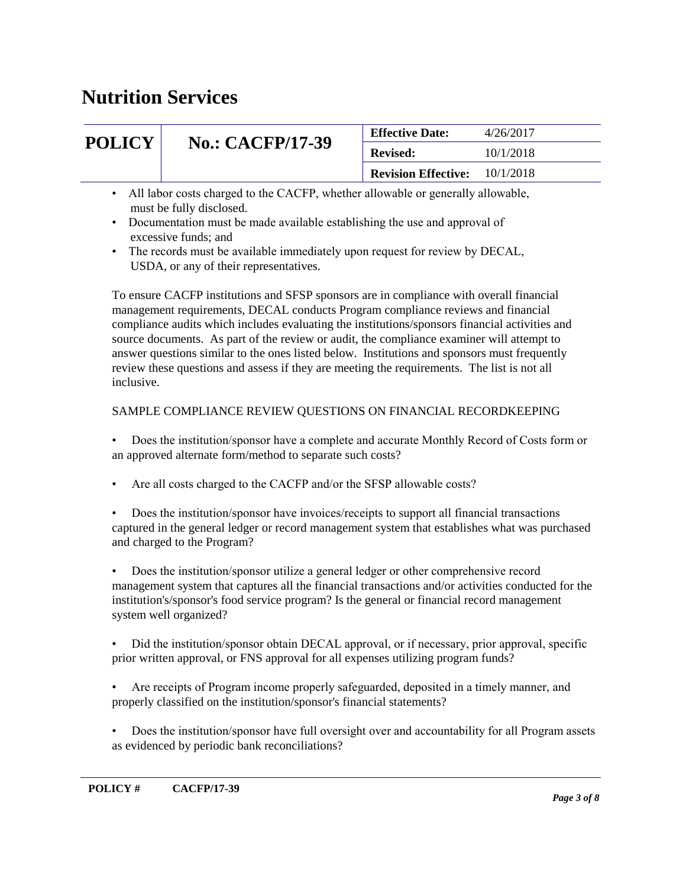- All labor costs charged to the CACFP, whether allowable or generally allowable, must be fully disclosed.
- Documentation must be made available establishing the use and approval of excessive funds; and
- The records must be available immediately upon request for review by DECAL, USDA, or any of their representatives.

To ensure CACFP institutions and SFSP sponsors are in compliance with overall financial management requirements, DECAL conducts Program compliance reviews and financial compliance audits which includes evaluating the institutions/sponsors financial activities and source documents. As part of the review or audit, the compliance examiner will attempt to answer questions similar to the ones listed below. Institutions and sponsors must frequently review these questions and assess if they are meeting the requirements. The list is not all inclusive.

SAMPLE COMPLIANCE REVIEW QUESTIONS ON FINANCIAL RECORDKEEPING

- Does the institution/sponsor have a complete and accurate Monthly Record of Costs form or an approved alternate form/method to separate such costs?
- Are all costs charged to the CACFP and/or the SFSP allowable costs?
- Does the institution/sponsor have invoices/receipts to support all financial transactions captured in the general ledger or record management system that establishes what was purchased and charged to the Program?
- Does the institution/sponsor utilize a general ledger or other comprehensive record management system that captures all the financial transactions and/or activities conducted for the institution's/sponsor's food service program? Is the general or financial record management system well organized?
- Did the institution/sponsor obtain DECAL approval, or if necessary, prior approval, specific prior written approval, or FNS approval for all expenses utilizing program funds?
- Are receipts of Program income properly safeguarded, deposited in a timely manner, and properly classified on the institution/sponsor's financial statements?
- Does the institution/sponsor have full oversight over and accountability for all Program assets as evidenced by periodic bank reconciliations?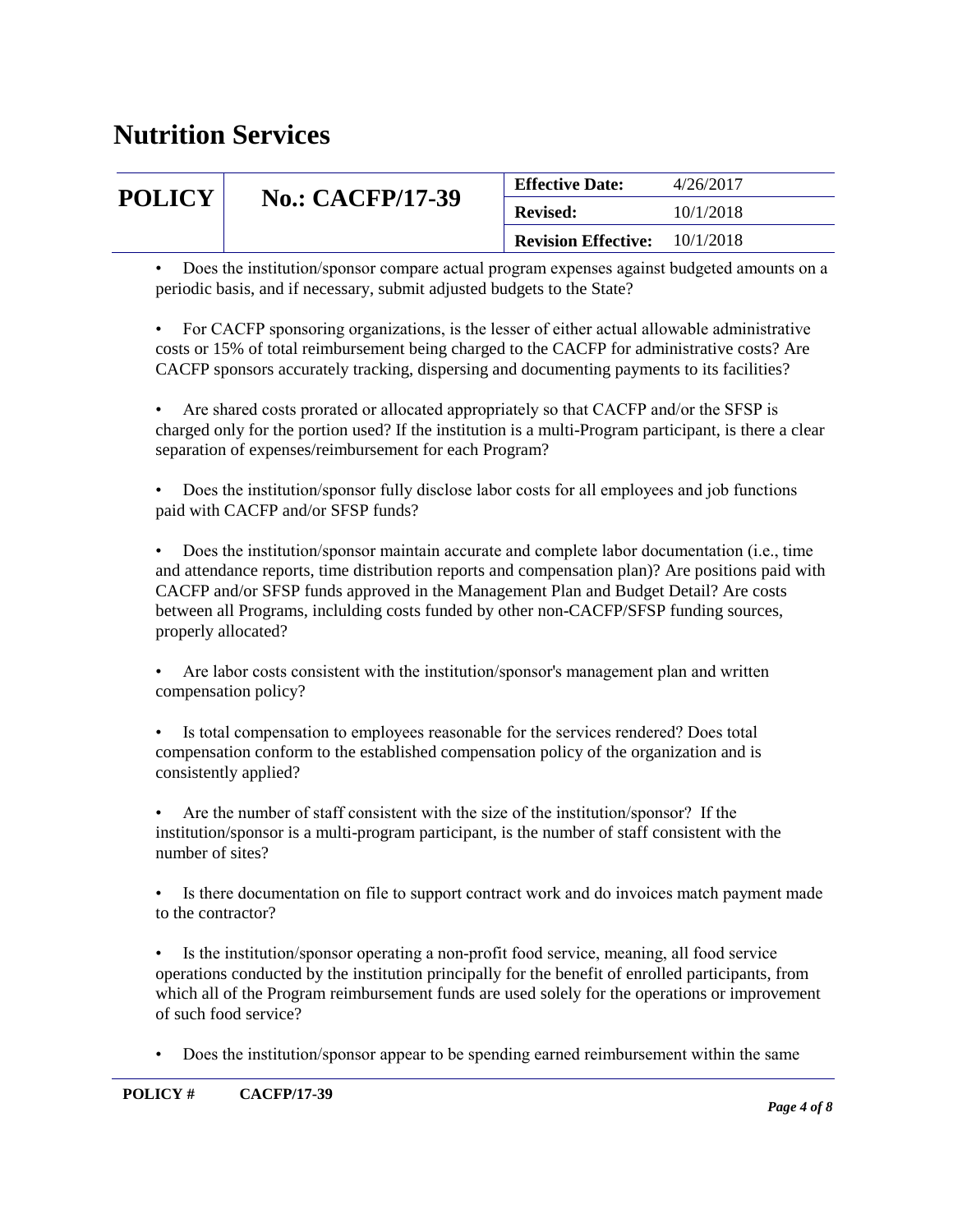- Does the institution/sponsor compare actual program expenses against budgeted amounts on a periodic basis, and if necessary, submit adjusted budgets to the State?

- For CACFP sponsoring organizations, is the lesser of either actual allowable administrative costs or 15% of total reimbursement being charged to the CACFP for administrative costs? Are CACFP sponsors accurately tracking, dispersing and documenting payments to its facilities?

- Are shared costs prorated or allocated appropriately so that CACFP and/or the SFSP is charged only for the portion used? If the institution is a multi-Program participant, is there a clear separation of expenses/reimbursement for each Program?

- Does the institution/sponsor fully disclose labor costs for all employees and job functions paid with CACFP and/or SFSP funds?

- Does the institution/sponsor maintain accurate and complete labor documentation (i.e., time and attendance reports, time distribution reports and compensation plan)? Are positions paid with CACFP and/or SFSP funds approved in the Management Plan and Budget Detail? Are costs between all Programs, inclulding costs funded by other non-CACFP/SFSP funding sources, properly allocated?

- Are labor costs consistent with the institution/sponsor's management plan and written compensation policy?

- Is total compensation to employees reasonable for the services rendered? Does total compensation conform to the established compensation policy of the organization and is consistently applied?

- Are the number of staff consistent with the size of the institution/sponsor? If the institution/sponsor is a multi-program participant, is the number of staff consistent with the number of sites?

- Is there documentation on file to support contract work and do invoices match payment made to the contractor?

- Is the institution/sponsor operating a non-profit food service, meaning, all food service operations conducted by the institution principally for the benefit of enrolled participants, from which all of the Program reimbursement funds are used solely for the operations or improvement of such food service?

- Does the institution/sponsor appear to be spending earned reimbursement within the same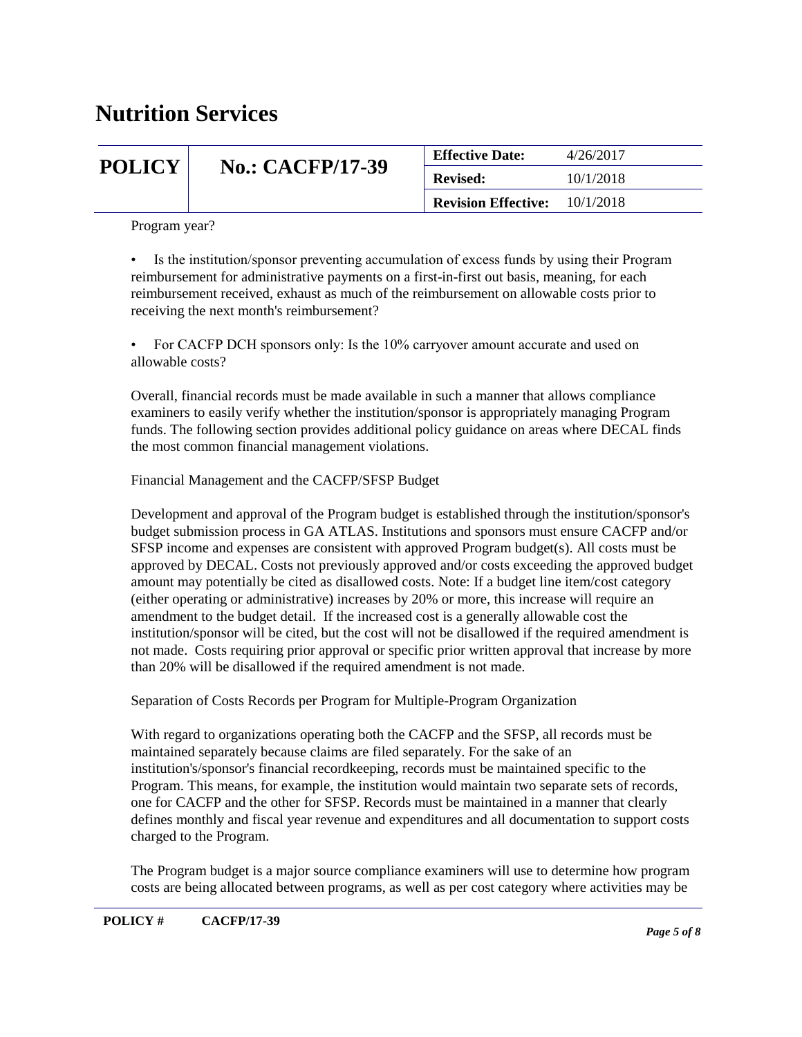Program year?

- Is the institution/sponsor preventing accumulation of excess funds by using their Program reimbursement for administrative payments on a first-in-first out basis, meaning, for each reimbursement received, exhaust as much of the reimbursement on allowable costs prior to receiving the next month's reimbursement?

- For CACFP DCH sponsors only: Is the 10% carryover amount accurate and used on allowable costs?

Overall, financial records must be made available in such a manner that allows compliance examiners to easily verify whether the institution/sponsor is appropriately managing Program funds. The following section provides additional policy guidance on areas where DECAL finds the most common financial management violations.

Financial Management and the CACFP/SFSP Budget

Development and approval of the Program budget is established through the institution/sponsor's budget submission process in GA ATLAS. Institutions and sponsors must ensure CACFP and/or SFSP income and expenses are consistent with approved Program budget(s). All costs must be approved by DECAL. Costs not previously approved and/or costs exceeding the approved budget amount may potentially be cited as disallowed costs. Note: If a budget line item/cost category (either operating or administrative) increases by 20% or more, this increase will require an amendment to the budget detail. If the increased cost is a generally allowable cost the institution/sponsor will be cited, but the cost will not be disallowed if the required amendment is not made. Costs requiring prior approval or specific prior written approval that increase by more than 20% will be disallowed if the required amendment is not made.

Separation of Costs Records per Program for Multiple-Program Organization

With regard to organizations operating both the CACFP and the SFSP, all records must be maintained separately because claims are filed separately. For the sake of an institution's/sponsor's financial recordkeeping, records must be maintained specific to the Program. This means, for example, the institution would maintain two separate sets of records, one for CACFP and the other for SFSP. Records must be maintained in a manner that clearly defines monthly and fiscal year revenue and expenditures and all documentation to support costs charged to the Program.

The Program budget is a major source compliance examiners will use to determine how program costs are being allocated between programs, as well as per cost category where activities may be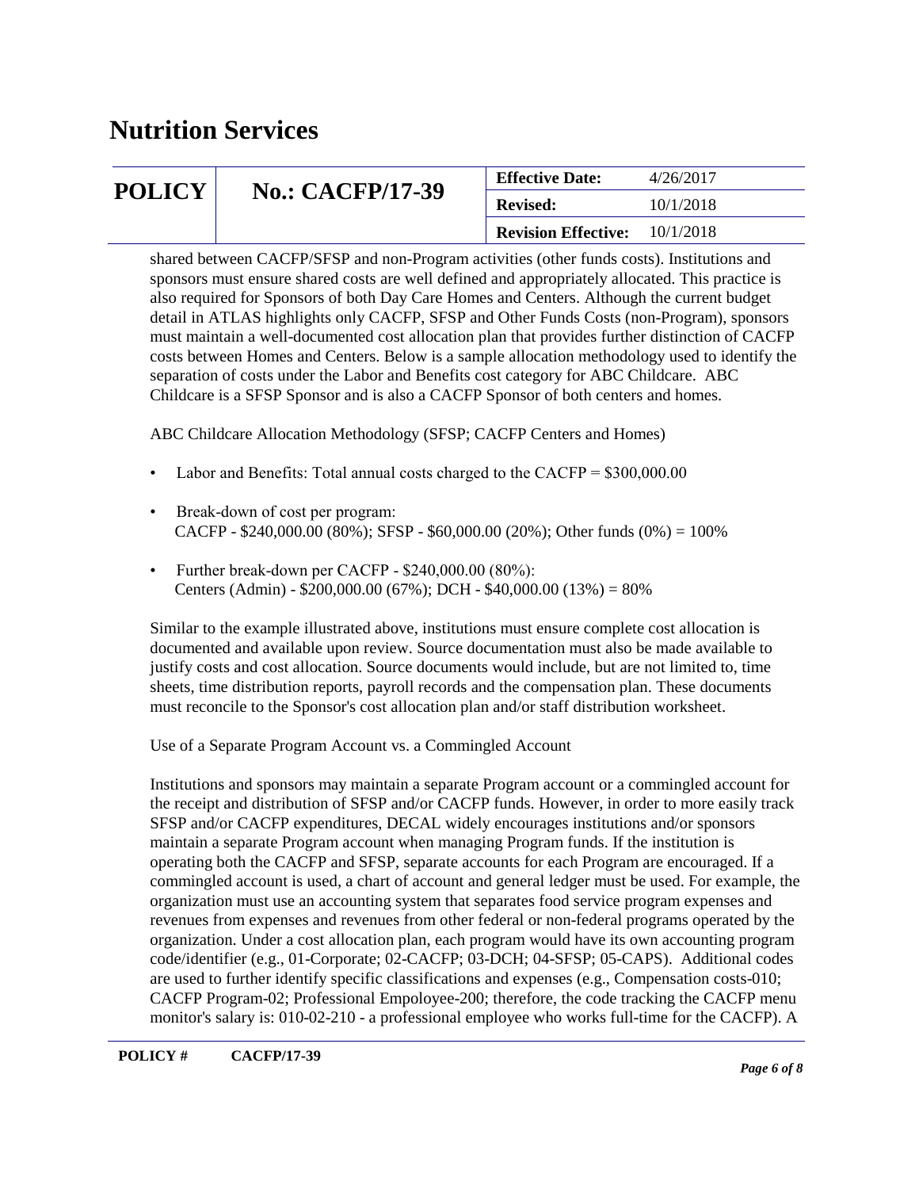shared between CACFP/SFSP and non-Program activities (other funds costs). Institutions and sponsors must ensure shared costs are well defined and appropriately allocated. This practice is also required for Sponsors of both Day Care Homes and Centers. Although the current budget detail in ATLAS highlights only CACFP, SFSP and Other Funds Costs (non-Program), sponsors must maintain a well-documented cost allocation plan that provides further distinction of CACFP costs between Homes and Centers. Below is a sample allocation methodology used to identify the separation of costs under the Labor and Benefits cost category for ABC Childcare. ABC Childcare is a SFSP Sponsor and is also a CACFP Sponsor of both centers and homes.

ABC Childcare Allocation Methodology (SFSP; CACFP Centers and Homes)

- Labor and Benefits: Total annual costs charged to the CACFP = $300,000.00
- Break-down of cost per program:
  CACFP - $240,000.00 (80%); SFSP - $60,000.00 (20%); Other funds (0%) = 100%
- Further break-down per CACFP - $240,000.00 (80%):
  Centers (Admin) - $200,000.00 (67%); DCH - $40,000.00 (13%) = 80%

Similar to the example illustrated above, institutions must ensure complete cost allocation is documented and available upon review. Source documentation must also be made available to justify costs and cost allocation. Source documents would include, but are not limited to, time sheets, time distribution reports, payroll records and the compensation plan. These documents must reconcile to the Sponsor's cost allocation plan and/or staff distribution worksheet.

Use of a Separate Program Account vs. a Commingled Account

Institutions and sponsors may maintain a separate Program account or a commingled account for the receipt and distribution of SFSP and/or CACFP funds. However, in order to more easily track SFSP and/or CACFP expenditures, DECAL widely encourages institutions and/or sponsors maintain a separate Program account when managing Program funds. If the institution is operating both the CACFP and SFSP, separate accounts for each Program are encouraged. If a commingled account is used, a chart of account and general ledger must be used. For example, the organization must use an accounting system that separates food service program expenses and revenues from expenses and revenues from other federal or non-federal programs operated by the organization. Under a cost allocation plan, each program would have its own accounting program code/identifier (e.g., 01-Corporate; 02-CACFP; 03-DCH; 04-SFSP; 05-CAPS). Additional codes are used to further identify specific classifications and expenses (e.g., Compensation costs-010; CACFP Program-02; Professional Empoloyee-200; therefore, the code tracking the CACFP menu monitor's salary is: 010-02-210 - a professional employee who works full-time for the CACFP). A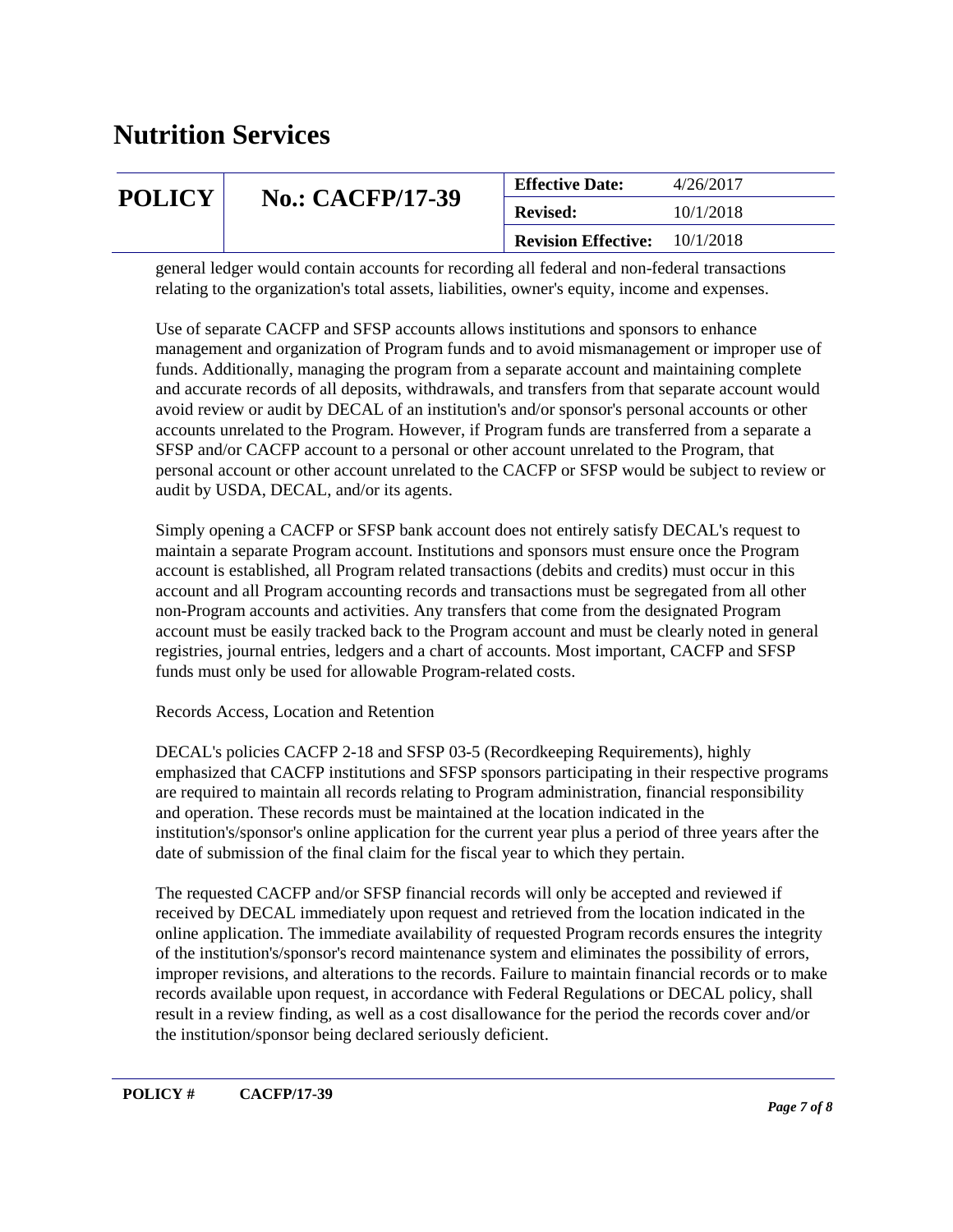general ledger would contain accounts for recording all federal and non-federal transactions relating to the organization's total assets, liabilities, owner's equity, income and expenses.

Use of separate CACFP and SFSP accounts allows institutions and sponsors to enhance management and organization of Program funds and to avoid mismanagement or improper use of funds. Additionally, managing the program from a separate account and maintaining complete and accurate records of all deposits, withdrawals, and transfers from that separate account would avoid review or audit by DECAL of an institution's and/or sponsor's personal accounts or other accounts unrelated to the Program. However, if Program funds are transferred from a separate a SFSP and/or CACFP account to a personal or other account unrelated to the Program, that personal account or other account unrelated to the CACFP or SFSP would be subject to review or audit by USDA, DECAL, and/or its agents.

Simply opening a CACFP or SFSP bank account does not entirely satisfy DECAL's request to maintain a separate Program account. Institutions and sponsors must ensure once the Program account is established, all Program related transactions (debits and credits) must occur in this account and all Program accounting records and transactions must be segregated from all other non-Program accounts and activities. Any transfers that come from the designated Program account must be easily tracked back to the Program account and must be clearly noted in general registries, journal entries, ledgers and a chart of accounts. Most important, CACFP and SFSP funds must only be used for allowable Program-related costs.

Records Access, Location and Retention

DECAL's policies CACFP 2-18 and SFSP 03-5 (Recordkeeping Requirements), highly emphasized that CACFP institutions and SFSP sponsors participating in their respective programs are required to maintain all records relating to Program administration, financial responsibility and operation. These records must be maintained at the location indicated in the institution's/sponsor's online application for the current year plus a period of three years after the date of submission of the final claim for the fiscal year to which they pertain.

The requested CACFP and/or SFSP financial records will only be accepted and reviewed if received by DECAL immediately upon request and retrieved from the location indicated in the online application. The immediate availability of requested Program records ensures the integrity of the institution's/sponsor's record maintenance system and eliminates the possibility of errors, improper revisions, and alterations to the records. Failure to maintain financial records or to make records available upon request, in accordance with Federal Regulations or DECAL policy, shall result in a review finding, as well as a cost disallowance for the period the records cover and/or the institution/sponsor being declared seriously deficient.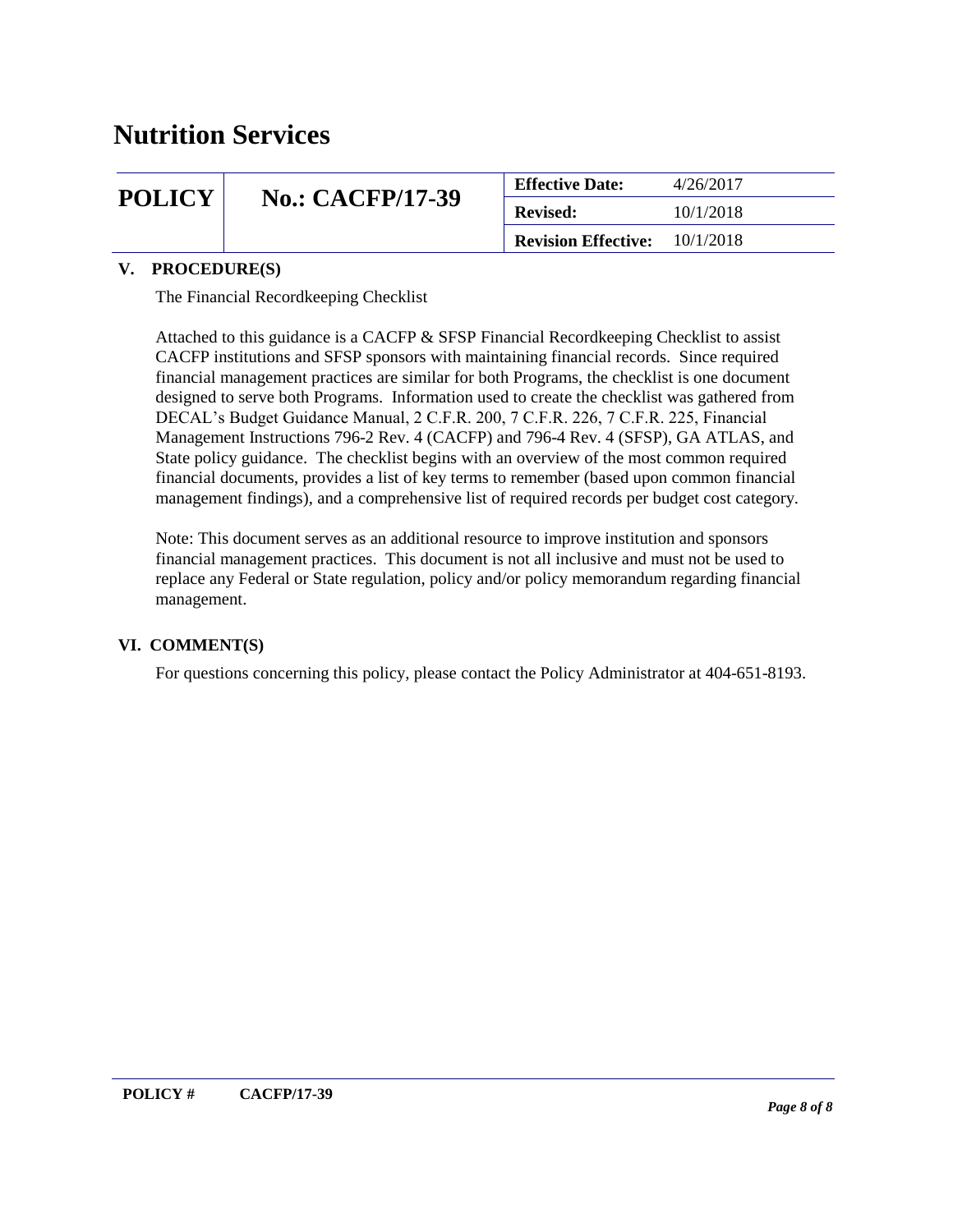## V. PROCEDURE(S)

The Financial Recordkeeping Checklist

Attached to this guidance is a CACFP & SFSP Financial Recordkeeping Checklist to assist CACFP institutions and SFSP sponsors with maintaining financial records. Since required financial management practices are similar for both Programs, the checklist is one document designed to serve both Programs. Information used to create the checklist was gathered from DECAL's Budget Guidance Manual, 2 C.F.R. 200, 7 C.F.R. 226, 7 C.F.R. 225, Financial Management Instructions 796-2 Rev. 4 (CACFP) and 796-4 Rev. 4 (SFSP), GA ATLAS, and State policy guidance. The checklist begins with an overview of the most common required financial documents, provides a list of key terms to remember (based upon common financial management findings), and a comprehensive list of required records per budget cost category.

Note: This document serves as an additional resource to improve institution and sponsors financial management practices. This document is not all inclusive and must not be used to replace any Federal or State regulation, policy and/or policy memorandum regarding financial management.

## VI. COMMENT(S)

For questions concerning this policy, please contact the Policy Administrator at 404-651-8193.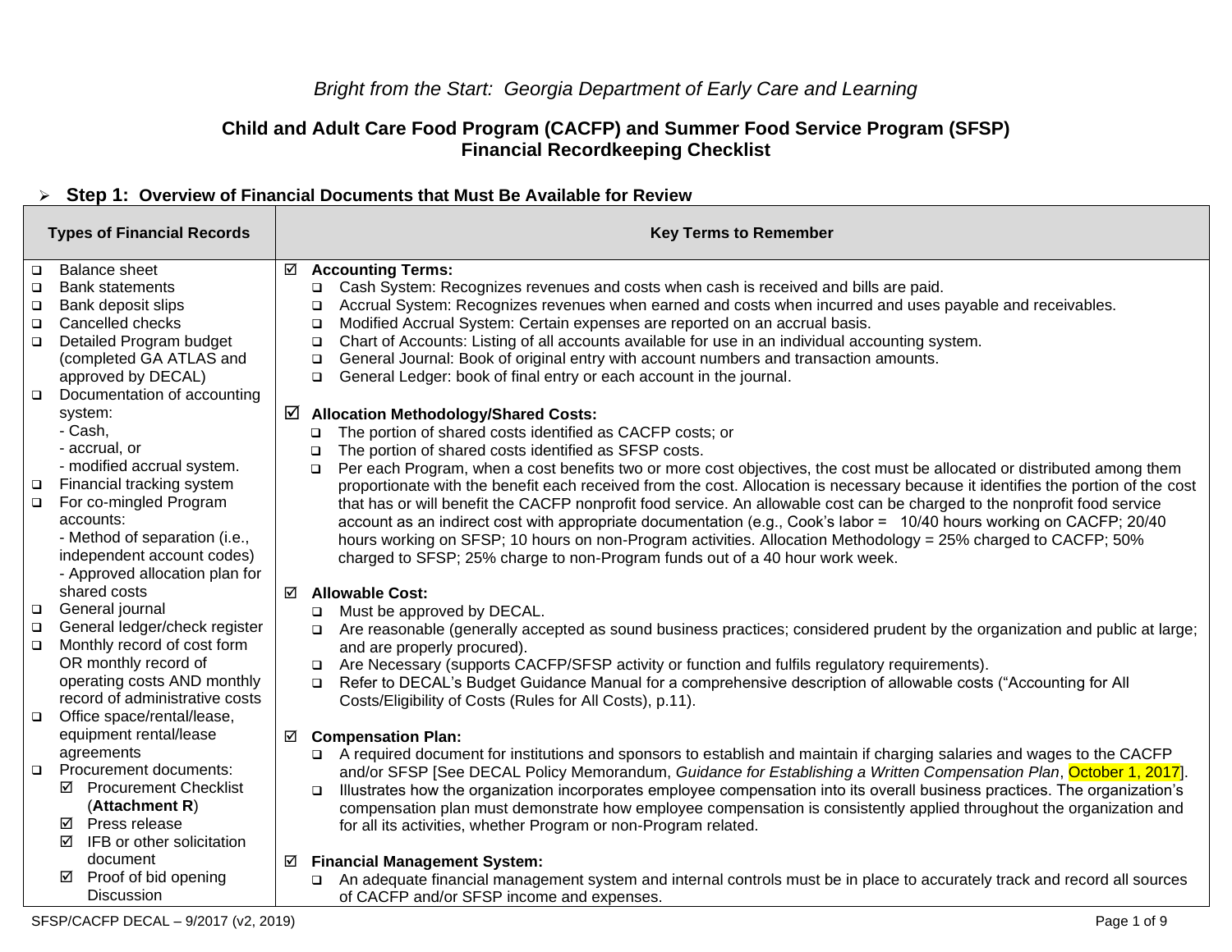*Bright from the Start: Georgia Department of Early Care and Learning*

## Child and Adult Care Food Program (CACFP) and Summer Food Service Program (SFSP) Financial Recordkeeping Checklist

### ➢ Step 1: Overview of Financial Documents that Must Be Available for Review

| Types of Financial Records | Key Terms to Remember |
|---|---|
| ❑ Balance sheet<br>❑ Bank statements<br>❑ Bank deposit slips<br>❑ Cancelled checks<br>❑ Detailed Program budget (completed GA ATLAS and approved by DECAL)<br>❑ Documentation of accounting system:<br>- Cash,<br>- accrual, or<br>- modified accrual system.<br>❑ Financial tracking system<br>❑ For co-mingled Program accounts:<br>- Method of separation (i.e., independent account codes)<br>- Approved allocation plan for shared costs<br>❑ General journal<br>❑ General ledger/check register<br>❑ Monthly record of cost form OR monthly record of operating costs AND monthly record of administrative costs<br>❑ Office space/rental/lease, equipment rental/lease agreements<br>❑ Procurement documents:<br>☑ Procurement Checklist (**Attachment R**)<br>☑ Press release<br>☑ IFB or other solicitation document<br>☑ Proof of bid opening Discussion | ☑ **Accounting Terms:**<br>❑ Cash System: Recognizes revenues and costs when cash is received and bills are paid.<br>❑ Accrual System: Recognizes revenues when earned and costs when incurred and uses payable and receivables.<br>❑ Modified Accrual System: Certain expenses are reported on an accrual basis.<br>❑ Chart of Accounts: Listing of all accounts available for use in an individual accounting system.<br>❑ General Journal: Book of original entry with account numbers and transaction amounts.<br>❑ General Ledger: book of final entry or each account in the journal.<br><br>☑ **Allocation Methodology/Shared Costs:**<br>❑ The portion of shared costs identified as CACFP costs; or<br>❑ The portion of shared costs identified as SFSP costs.<br>❑ Per each Program, when a cost benefits two or more cost objectives, the cost must be allocated or distributed among them proportionate with the benefit each received from the cost. Allocation is necessary because it identifies the portion of the cost that has or will benefit the CACFP nonprofit food service. An allowable cost can be charged to the nonprofit food service account as an indirect cost with appropriate documentation (e.g., Cook's labor = 10/40 hours working on CACFP; 20/40 hours working on SFSP; 10 hours on non-Program activities. Allocation Methodology = 25% charged to CACFP; 50% charged to SFSP; 25% charge to non-Program funds out of a 40 hour work week.<br><br>☑ **Allowable Cost:**<br>❑ Must be approved by DECAL.<br>❑ Are reasonable (generally accepted as sound business practices; considered prudent by the organization and public at large; and are properly procured).<br>❑ Are Necessary (supports CACFP/SFSP activity or function and fulfils regulatory requirements).<br>❑ Refer to DECAL's Budget Guidance Manual for a comprehensive description of allowable costs ("Accounting for All Costs/Eligibility of Costs (Rules for All Costs), p.11).<br><br>☑ **Compensation Plan:**<br>❑ A required document for institutions and sponsors to establish and maintain if charging salaries and wages to the CACFP and/or SFSP [See DECAL Policy Memorandum, *Guidance for Establishing a Written Compensation Plan*, October 1, 2017].<br>❑ Illustrates how the organization incorporates employee compensation into its overall business practices. The organization's compensation plan must demonstrate how employee compensation is consistently applied throughout the organization and for all its activities, whether Program or non-Program related.<br><br>☑ **Financial Management System:**<br>❑ An adequate financial management system and internal controls must be in place to accurately track and record all sources of CACFP and/or SFSP income and expenses. |

SFSP/CACFP DECAL – 9/2017 (v2, 2019)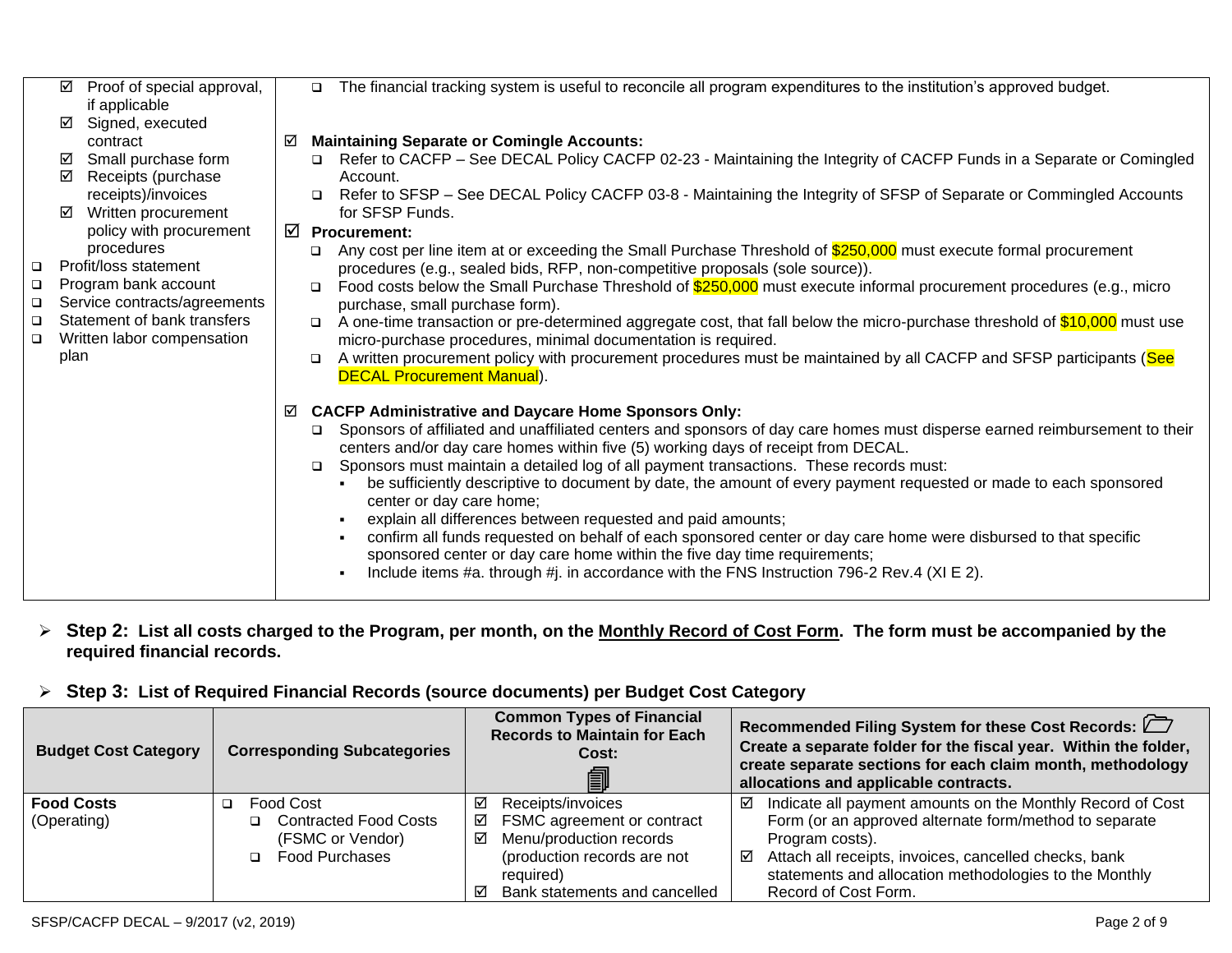| | |
|---|---|
| ☑ Proof of special approval, if applicable<br>☑ Signed, executed contract<br>☑ Small purchase form<br>☑ Receipts (purchase receipts)/invoices<br>☑ Written procurement policy with procurement procedures<br>❑ Profit/loss statement<br>❑ Program bank account<br>❑ Service contracts/agreements<br>❑ Statement of bank transfers<br>❑ Written labor compensation plan | ❑ The financial tracking system is useful to reconcile all program expenditures to the institution's approved budget.<br><br>☑ **Maintaining Separate or Comingle Accounts:**<br>❑ Refer to CACFP – See DECAL Policy CACFP 02-23 - Maintaining the Integrity of CACFP Funds in a Separate or Comingled Account.<br>❑ Refer to SFSP – See DECAL Policy CACFP 03-8 - Maintaining the Integrity of SFSP of Separate or Commingled Accounts for SFSP Funds.<br>☑ **Procurement:**<br>❑ Any cost per line item at or exceeding the Small Purchase Threshold of $250,000 must execute formal procurement procedures (e.g., sealed bids, RFP, non-competitive proposals (sole source)).<br>❑ Food costs below the Small Purchase Threshold of $250,000 must execute informal procurement procedures (e.g., micro purchase, small purchase form).<br>❑ A one-time transaction or pre-determined aggregate cost, that fall below the micro-purchase threshold of $10,000 must use micro-purchase procedures, minimal documentation is required.<br>❑ A written procurement policy with procurement procedures must be maintained by all CACFP and SFSP participants (See DECAL Procurement Manual).<br><br>☑ **CACFP Administrative and Daycare Home Sponsors Only:**<br>❑ Sponsors of affiliated and unaffiliated centers and sponsors of day care homes must disperse earned reimbursement to their centers and/or day care homes within five (5) working days of receipt from DECAL.<br>❑ Sponsors must maintain a detailed log of all payment transactions. These records must:<br>▪ be sufficiently descriptive to document by date, the amount of every payment requested or made to each sponsored center or day care home;<br>▪ explain all differences between requested and paid amounts;<br>▪ confirm all funds requested on behalf of each sponsored center or day care home were disbursed to that specific sponsored center or day care home within the five day time requirements;<br>▪ Include items #a. through #j. in accordance with the FNS Instruction 796-2 Rev.4 (XI E 2). |

- **Step 2: List all costs charged to the Program, per month, on the Monthly Record of Cost Form. The form must be accompanied by the required financial records.**

- **Step 3: List of Required Financial Records (source documents) per Budget Cost Category**

| Budget Cost Category | Corresponding Subcategories | Common Types of Financial Records to Maintain for Each Cost: | Recommended Filing System for these Cost Records: Create a separate folder for the fiscal year. Within the folder, create separate sections for each claim month, methodology allocations and applicable contracts. |
|---|---|---|---|
| **Food Costs** (Operating) | ❑ Food Cost<br>❑ Contracted Food Costs (FSMC or Vendor)<br>❑ Food Purchases | ☑ Receipts/invoices<br>☑ FSMC agreement or contract<br>☑ Menu/production records (production records are not required)<br>☑ Bank statements and cancelled | ☑ Indicate all payment amounts on the Monthly Record of Cost Form (or an approved alternate form/method to separate Program costs).<br>☑ Attach all receipts, invoices, cancelled checks, bank statements and allocation methodologies to the Monthly Record of Cost Form. |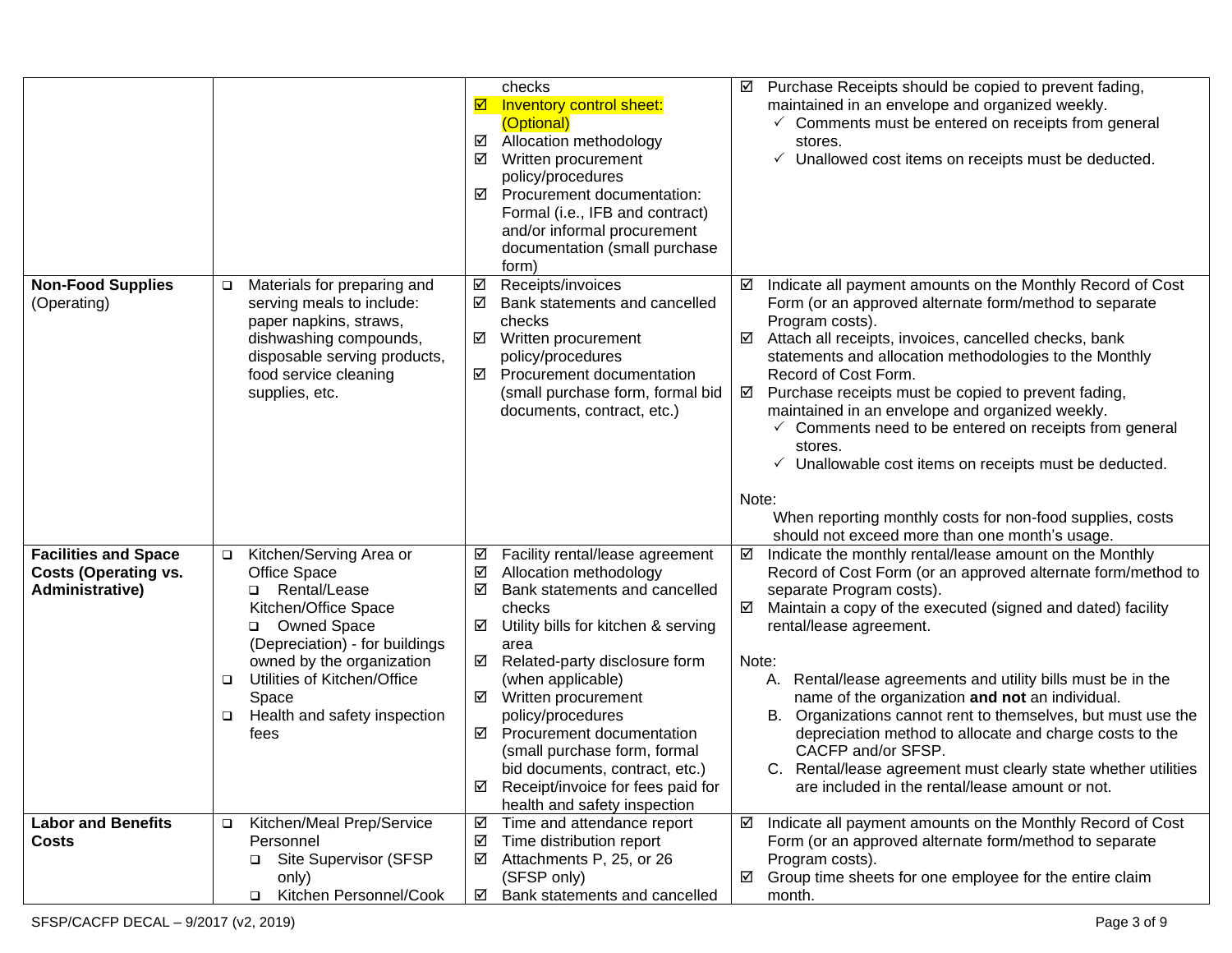| | | | |
|---|---|---|---|
| | | checks<br>☑ Inventory control sheet: (Optional)<br>☑ Allocation methodology<br>☑ Written procurement policy/procedures<br>☑ Procurement documentation: Formal (i.e., IFB and contract) and/or informal procurement documentation (small purchase form) | ☑ Purchase Receipts should be copied to prevent fading, maintained in an envelope and organized weekly.<br>✓ Comments must be entered on receipts from general stores.<br>✓ Unallowed cost items on receipts must be deducted. |
| **Non-Food Supplies** (Operating) | ❑ Materials for preparing and serving meals to include: paper napkins, straws, dishwashing compounds, disposable serving products, food service cleaning supplies, etc. | ☑ Receipts/invoices<br>☑ Bank statements and cancelled checks<br>☑ Written procurement policy/procedures<br>☑ Procurement documentation (small purchase form, formal bid documents, contract, etc.) | ☑ Indicate all payment amounts on the Monthly Record of Cost Form (or an approved alternate form/method to separate Program costs).<br>☑ Attach all receipts, invoices, cancelled checks, bank statements and allocation methodologies to the Monthly Record of Cost Form.<br>☑ Purchase receipts must be copied to prevent fading, maintained in an envelope and organized weekly.<br>✓ Comments need to be entered on receipts from general stores.<br>✓ Unallowable cost items on receipts must be deducted.<br><br>Note:<br>When reporting monthly costs for non-food supplies, costs should not exceed more than one month's usage. |
| **Facilities and Space Costs (Operating vs. Administrative)** | ❑ Kitchen/Serving Area or Office Space<br>❑ Rental/Lease Kitchen/Office Space<br>❑ Owned Space (Depreciation) - for buildings owned by the organization<br>❑ Utilities of Kitchen/Office Space<br>❑ Health and safety inspection fees | ☑ Facility rental/lease agreement<br>☑ Allocation methodology<br>☑ Bank statements and cancelled checks<br>☑ Utility bills for kitchen & serving area<br>☑ Related-party disclosure form (when applicable)<br>☑ Written procurement policy/procedures<br>☑ Procurement documentation (small purchase form, formal bid documents, contract, etc.)<br>☑ Receipt/invoice for fees paid for health and safety inspection | ☑ Indicate the monthly rental/lease amount on the Monthly Record of Cost Form (or an approved alternate form/method to separate Program costs).<br>☑ Maintain a copy of the executed (signed and dated) facility rental/lease agreement.<br><br>Note:<br>A. Rental/lease agreements and utility bills must be in the name of the organization **and not** an individual.<br>B. Organizations cannot rent to themselves, but must use the depreciation method to allocate and charge costs to the CACFP and/or SFSP.<br>C. Rental/lease agreement must clearly state whether utilities are included in the rental/lease amount or not. |
| **Labor and Benefits Costs** | ❑ Kitchen/Meal Prep/Service Personnel<br>❑ Site Supervisor (SFSP only)<br>❑ Kitchen Personnel/Cook | ☑ Time and attendance report<br>☑ Time distribution report<br>☑ Attachments P, 25, or 26 (SFSP only)<br>☑ Bank statements and cancelled | ☑ Indicate all payment amounts on the Monthly Record of Cost Form (or an approved alternate form/method to separate Program costs).<br>☑ Group time sheets for one employee for the entire claim month. |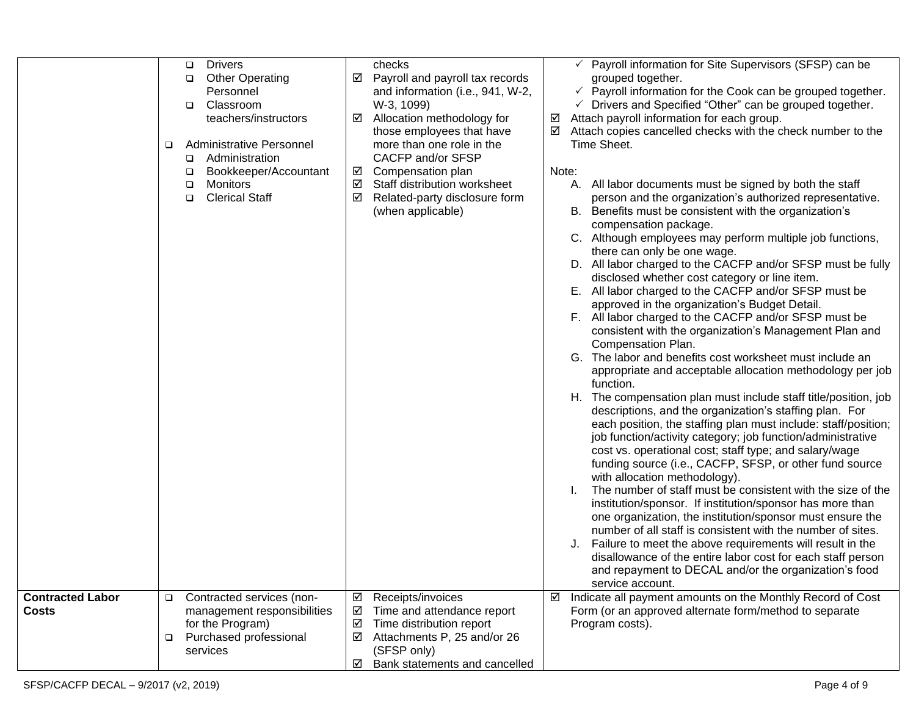| | | | |
|---|---|---|---|
| | ❑ Drivers<br>❑ Other Operating Personnel<br>❑ Classroom teachers/instructors<br><br>❑ Administrative Personnel<br>❑ Administration<br>❑ Bookkeeper/Accountant<br>❑ Monitors<br>❑ Clerical Staff | checks<br>☑ Payroll and payroll tax records and information (i.e., 941, W-2, W-3, 1099)<br>☑ Allocation methodology for those employees that have more than one role in the CACFP and/or SFSP<br>☑ Compensation plan<br>☑ Staff distribution worksheet<br>☑ Related-party disclosure form (when applicable) | ✓ Payroll information for Site Supervisors (SFSP) can be grouped together.<br>✓ Payroll information for the Cook can be grouped together.<br>✓ Drivers and Specified "Other" can be grouped together.<br>☑ Attach payroll information for each group.<br>☑ Attach copies cancelled checks with the check number to the Time Sheet.<br><br>Note:<br>A. All labor documents must be signed by both the staff person and the organization's authorized representative.<br>B. Benefits must be consistent with the organization's compensation package.<br>C. Although employees may perform multiple job functions, there can only be one wage.<br>D. All labor charged to the CACFP and/or SFSP must be fully disclosed whether cost category or line item.<br>E. All labor charged to the CACFP and/or SFSP must be approved in the organization's Budget Detail.<br>F. All labor charged to the CACFP and/or SFSP must be consistent with the organization's Management Plan and Compensation Plan.<br>G. The labor and benefits cost worksheet must include an appropriate and acceptable allocation methodology per job function.<br>H. The compensation plan must include staff title/position, job descriptions, and the organization's staffing plan. For each position, the staffing plan must include: staff/position; job function/activity category; job function/administrative cost vs. operational cost; staff type; and salary/wage funding source (i.e., CACFP, SFSP, or other fund source with allocation methodology).<br>I. The number of staff must be consistent with the size of the institution/sponsor. If institution/sponsor has more than one organization, the institution/sponsor must ensure the number of all staff is consistent with the number of sites.<br>J. Failure to meet the above requirements will result in the disallowance of the entire labor cost for each staff person and repayment to DECAL and/or the organization's food service account. |
| **Contracted Labor Costs** | ❑ Contracted services (non-management responsibilities for the Program)<br>❑ Purchased professional services | ☑ Receipts/invoices<br>☑ Time and attendance report<br>☑ Time distribution report<br>☑ Attachments P, 25 and/or 26 (SFSP only)<br>☑ Bank statements and cancelled | ☑ Indicate all payment amounts on the Monthly Record of Cost Form (or an approved alternate form/method to separate Program costs). |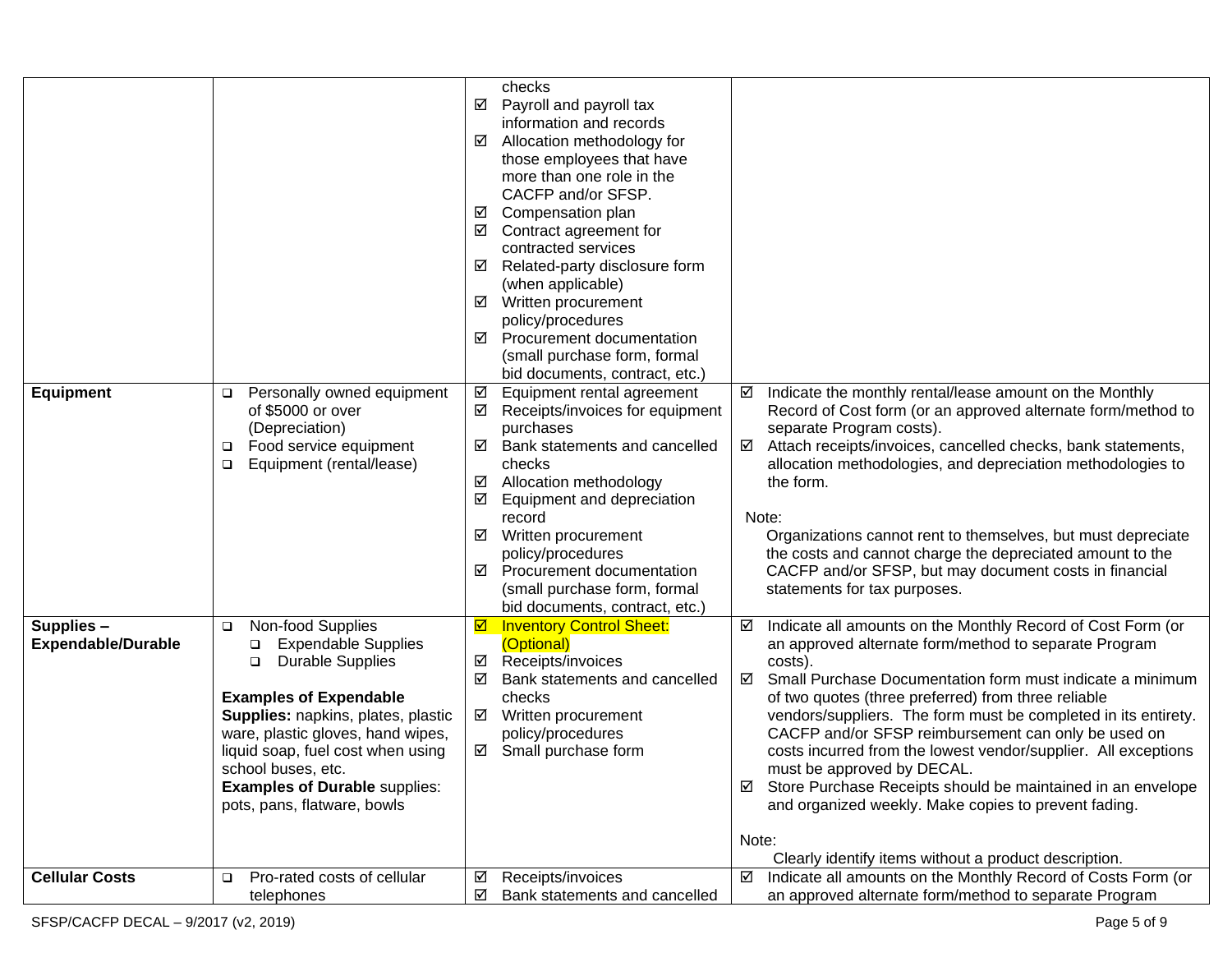| | | | |
|---|---|---|---|
| | | checks<br>☑ Payroll and payroll tax information and records<br>☑ Allocation methodology for those employees that have more than one role in the CACFP and/or SFSP.<br>☑ Compensation plan<br>☑ Contract agreement for contracted services<br>☑ Related-party disclosure form (when applicable)<br>☑ Written procurement policy/procedures<br>☑ Procurement documentation (small purchase form, formal bid documents, contract, etc.) | |
| **Equipment** | ❑ Personally owned equipment of $5000 or over (Depreciation)<br>❑ Food service equipment<br>❑ Equipment (rental/lease) | ☑ Equipment rental agreement<br>☑ Receipts/invoices for equipment purchases<br>☑ Bank statements and cancelled checks<br>☑ Allocation methodology<br>☑ Equipment and depreciation record<br>☑ Written procurement policy/procedures<br>☑ Procurement documentation (small purchase form, formal bid documents, contract, etc.) | ☑ Indicate the monthly rental/lease amount on the Monthly Record of Cost form (or an approved alternate form/method to separate Program costs).<br>☑ Attach receipts/invoices, cancelled checks, bank statements, allocation methodologies, and depreciation methodologies to the form.<br><br>Note:<br>Organizations cannot rent to themselves, but must depreciate the costs and cannot charge the depreciated amount to the CACFP and/or SFSP, but may document costs in financial statements for tax purposes. |
| **Supplies – Expendable/Durable** | ❑ Non-food Supplies<br>❑ Expendable Supplies<br>❑ Durable Supplies<br><br>**Examples of Expendable Supplies:** napkins, plates, plastic ware, plastic gloves, hand wipes, liquid soap, fuel cost when using school buses, etc.<br>**Examples of Durable** supplies: pots, pans, flatware, bowls | ☑ Inventory Control Sheet: (Optional)<br>☑ Receipts/invoices<br>☑ Bank statements and cancelled checks<br>☑ Written procurement policy/procedures<br>☑ Small purchase form | ☑ Indicate all amounts on the Monthly Record of Cost Form (or an approved alternate form/method to separate Program costs).<br>☑ Small Purchase Documentation form must indicate a minimum of two quotes (three preferred) from three reliable vendors/suppliers. The form must be completed in its entirety. CACFP and/or SFSP reimbursement can only be used on costs incurred from the lowest vendor/supplier. All exceptions must be approved by DECAL.<br>☑ Store Purchase Receipts should be maintained in an envelope and organized weekly. Make copies to prevent fading.<br><br>Note:<br>Clearly identify items without a product description. |
| **Cellular Costs** | ❑ Pro-rated costs of cellular telephones | ☑ Receipts/invoices<br>☑ Bank statements and cancelled | ☑ Indicate all amounts on the Monthly Record of Costs Form (or an approved alternate form/method to separate Program |

SFSP/CACFP DECAL – 9/2017 (v2, 2019)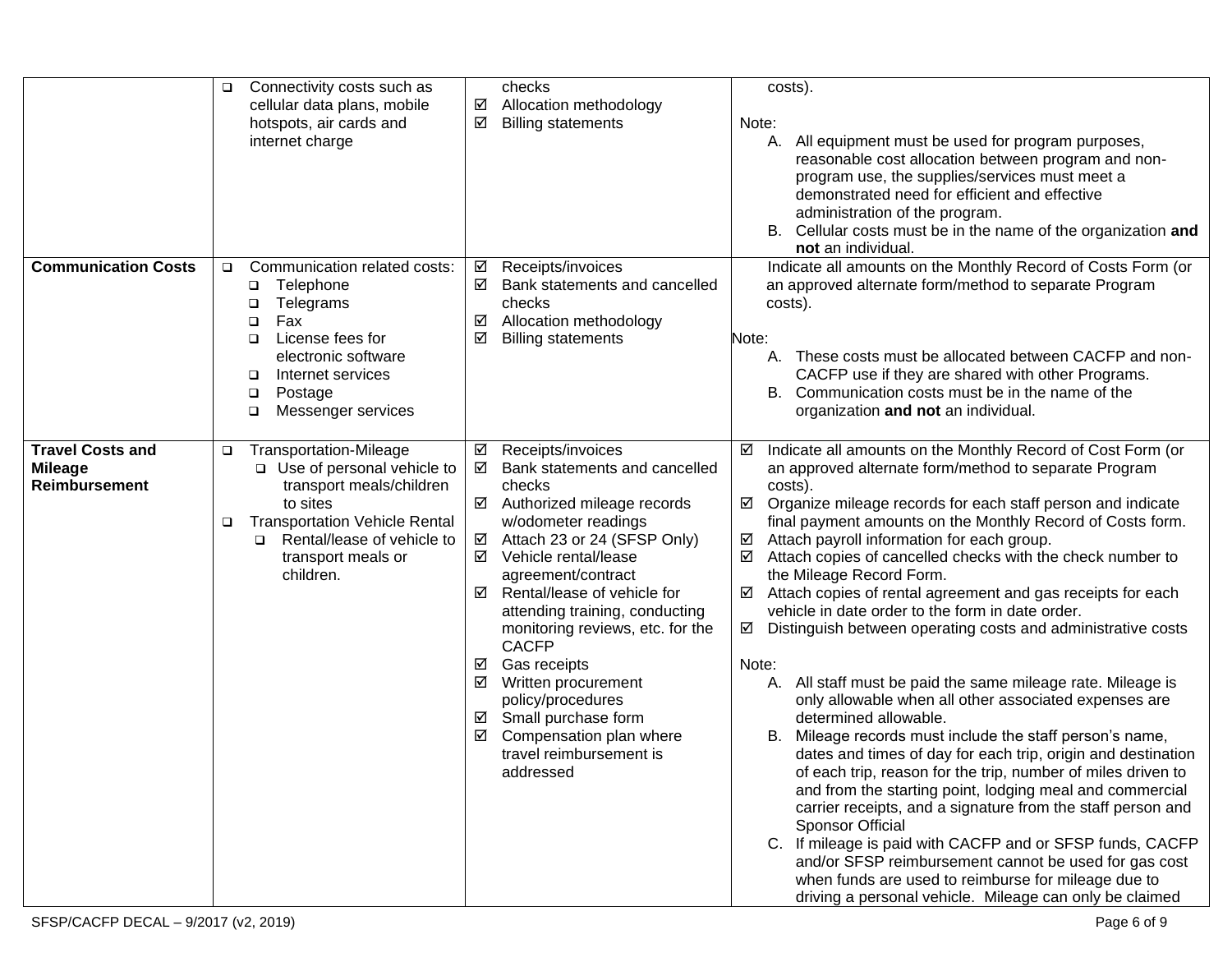| | | | |
|---|---|---|---|
| | ❑ Connectivity costs such as cellular data plans, mobile hotspots, air cards and internet charge | checks<br>☑ Allocation methodology<br>☑ Billing statements | costs).<br><br>Note:<br>A. All equipment must be used for program purposes, reasonable cost allocation between program and non-program use, the supplies/services must meet a demonstrated need for efficient and effective administration of the program.<br>B. Cellular costs must be in the name of the organization **and not** an individual. |
| **Communication Costs** | ❑ Communication related costs:<br>❑ Telephone<br>❑ Telegrams<br>❑ Fax<br>❑ License fees for electronic software<br>❑ Internet services<br>❑ Postage<br>❑ Messenger services | ☑ Receipts/invoices<br>☑ Bank statements and cancelled checks<br>☑ Allocation methodology<br>☑ Billing statements | Indicate all amounts on the Monthly Record of Costs Form (or an approved alternate form/method to separate Program costs).<br><br>Note:<br>A. These costs must be allocated between CACFP and non-CACFP use if they are shared with other Programs.<br>B. Communication costs must be in the name of the organization **and not** an individual. |
| **Travel Costs and Mileage Reimbursement** | ❑ Transportation-Mileage<br>❑ Use of personal vehicle to transport meals/children to sites<br>❑ Transportation Vehicle Rental<br>❑ Rental/lease of vehicle to transport meals or children. | ☑ Receipts/invoices<br>☑ Bank statements and cancelled checks<br>☑ Authorized mileage records w/odometer readings<br>☑ Attach 23 or 24 (SFSP Only)<br>☑ Vehicle rental/lease agreement/contract<br>☑ Rental/lease of vehicle for attending training, conducting monitoring reviews, etc. for the CACFP<br>☑ Gas receipts<br>☑ Written procurement policy/procedures<br>☑ Small purchase form<br>☑ Compensation plan where travel reimbursement is addressed | ☑ Indicate all amounts on the Monthly Record of Cost Form (or an approved alternate form/method to separate Program costs).<br>☑ Organize mileage records for each staff person and indicate final payment amounts on the Monthly Record of Costs form.<br>☑ Attach payroll information for each group.<br>☑ Attach copies of cancelled checks with the check number to the Mileage Record Form.<br>☑ Attach copies of rental agreement and gas receipts for each vehicle in date order to the form in date order.<br>☑ Distinguish between operating costs and administrative costs<br><br>Note:<br>A. All staff must be paid the same mileage rate. Mileage is only allowable when all other associated expenses are determined allowable.<br>B. Mileage records must include the staff person's name, dates and times of day for each trip, origin and destination of each trip, reason for the trip, number of miles driven to and from the starting point, lodging meal and commercial carrier receipts, and a signature from the staff person and Sponsor Official<br>C. If mileage is paid with CACFP and or SFSP funds, CACFP and/or SFSP reimbursement cannot be used for gas cost when funds are used to reimburse for mileage due to driving a personal vehicle. Mileage can only be claimed |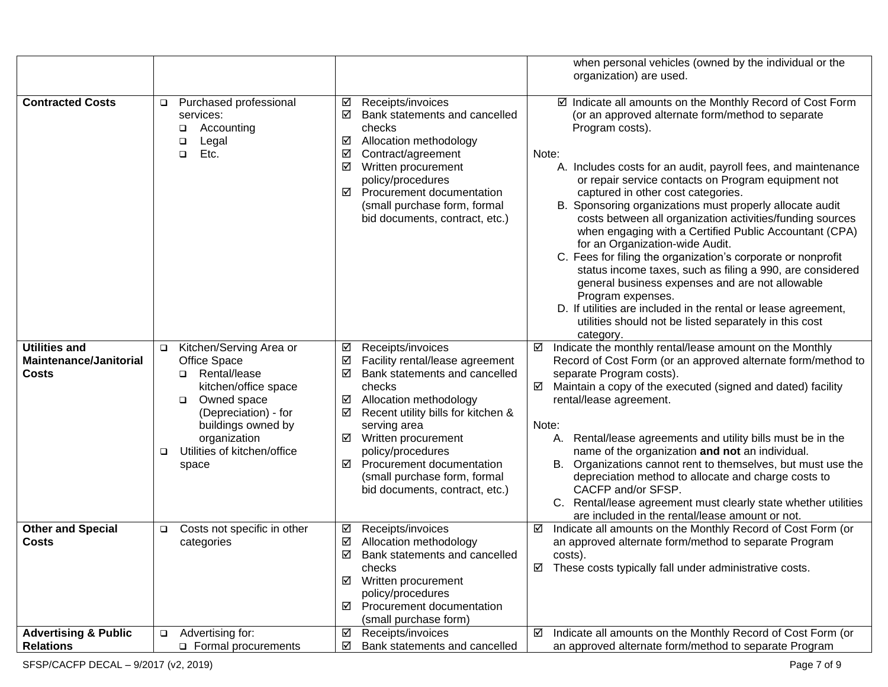| | | | |
|---|---|---|---|
| | | | when personal vehicles (owned by the individual or the organization) are used. |
| **Contracted Costs** | ❑ Purchased professional services:<br>❑ Accounting<br>❑ Legal<br>❑ Etc. | ☑ Receipts/invoices<br>☑ Bank statements and cancelled checks<br>☑ Allocation methodology<br>☑ Contract/agreement<br>☑ Written procurement policy/procedures<br>☑ Procurement documentation (small purchase form, formal bid documents, contract, etc.) | ☑ Indicate all amounts on the Monthly Record of Cost Form (or an approved alternate form/method to separate Program costs).<br><br>Note:<br>A. Includes costs for an audit, payroll fees, and maintenance or repair service contacts on Program equipment not captured in other cost categories.<br>B. Sponsoring organizations must properly allocate audit costs between all organization activities/funding sources when engaging with a Certified Public Accountant (CPA) for an Organization-wide Audit.<br>C. Fees for filing the organization's corporate or nonprofit status income taxes, such as filing a 990, are considered general business expenses and are not allowable Program expenses.<br>D. If utilities are included in the rental or lease agreement, utilities should not be listed separately in this cost category. |
| **Utilities and Maintenance/Janitorial Costs** | ❑ Kitchen/Serving Area or Office Space<br>❑ Rental/lease kitchen/office space<br>❑ Owned space (Depreciation) - for buildings owned by organization<br>❑ Utilities of kitchen/office space | ☑ Receipts/invoices<br>☑ Facility rental/lease agreement<br>☑ Bank statements and cancelled checks<br>☑ Allocation methodology<br>☑ Recent utility bills for kitchen & serving area<br>☑ Written procurement policy/procedures<br>☑ Procurement documentation (small purchase form, formal bid documents, contract, etc.) | ☑ Indicate the monthly rental/lease amount on the Monthly Record of Cost Form (or an approved alternate form/method to separate Program costs).<br>☑ Maintain a copy of the executed (signed and dated) facility rental/lease agreement.<br><br>Note:<br>A. Rental/lease agreements and utility bills must be in the name of the organization **and not** an individual.<br>B. Organizations cannot rent to themselves, but must use the depreciation method to allocate and charge costs to CACFP and/or SFSP.<br>C. Rental/lease agreement must clearly state whether utilities are included in the rental/lease amount or not. |
| **Other and Special Costs** | ❑ Costs not specific in other categories | ☑ Receipts/invoices<br>☑ Allocation methodology<br>☑ Bank statements and cancelled checks<br>☑ Written procurement policy/procedures<br>☑ Procurement documentation (small purchase form) | ☑ Indicate all amounts on the Monthly Record of Cost Form (or an approved alternate form/method to separate Program costs).<br>☑ These costs typically fall under administrative costs. |
| **Advertising & Public Relations** | ❑ Advertising for:<br>❑ Formal procurements | ☑ Receipts/invoices<br>☑ Bank statements and cancelled | ☑ Indicate all amounts on the Monthly Record of Cost Form (or an approved alternate form/method to separate Program |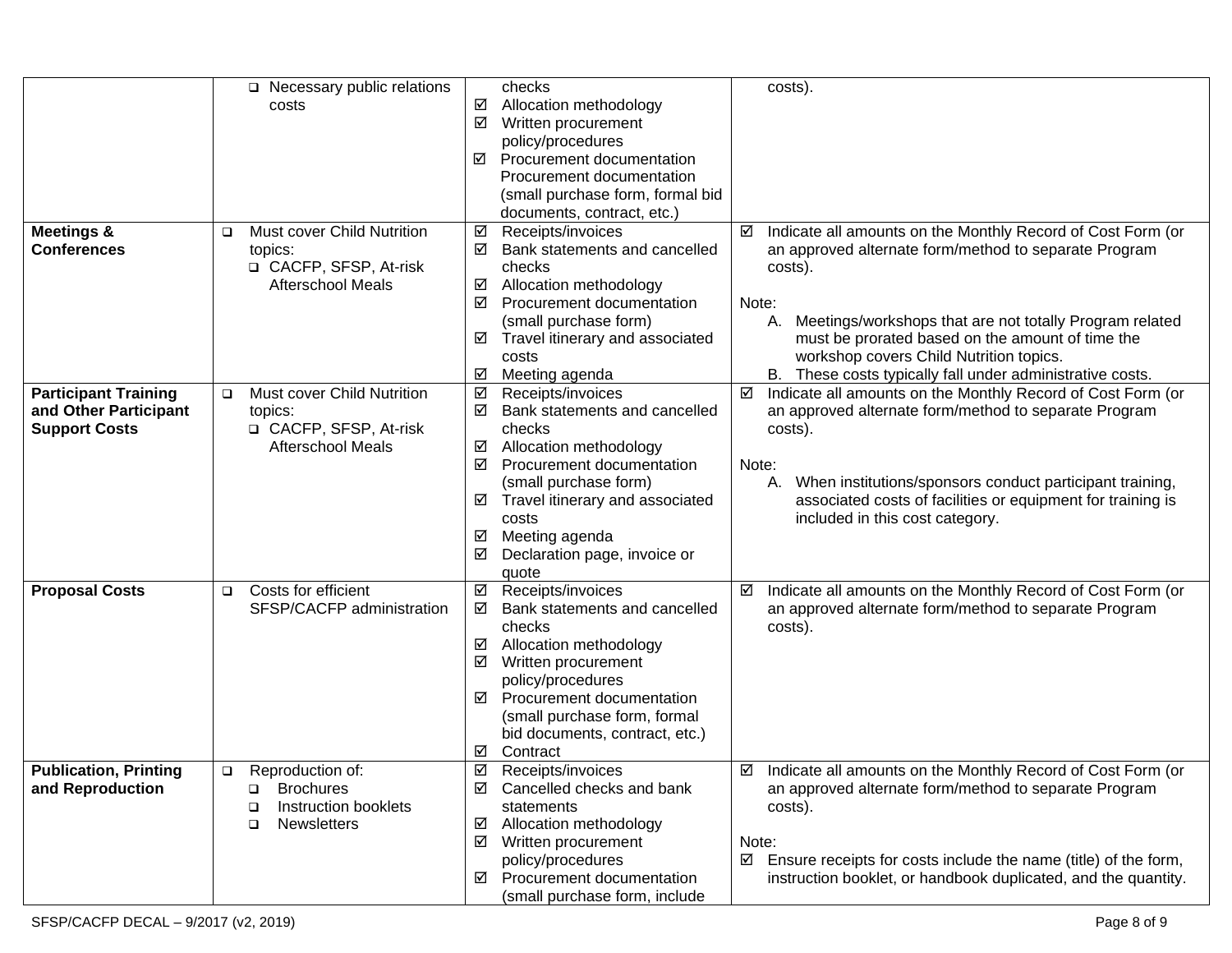| | | | |
|---|---|---|---|
| | ❑ Necessary public relations costs | checks<br>☑ Allocation methodology<br>☑ Written procurement policy/procedures<br>☑ Procurement documentation Procurement documentation (small purchase form, formal bid documents, contract, etc.) | costs). |
| **Meetings & Conferences** | ❑ Must cover Child Nutrition topics:<br>❑ CACFP, SFSP, At-risk Afterschool Meals | ☑ Receipts/invoices<br>☑ Bank statements and cancelled checks<br>☑ Allocation methodology<br>☑ Procurement documentation (small purchase form)<br>☑ Travel itinerary and associated costs<br>☑ Meeting agenda | ☑ Indicate all amounts on the Monthly Record of Cost Form (or an approved alternate form/method to separate Program costs).<br><br>Note:<br>A. Meetings/workshops that are not totally Program related must be prorated based on the amount of time the workshop covers Child Nutrition topics.<br>B. These costs typically fall under administrative costs. |
| **Participant Training and Other Participant Support Costs** | ❑ Must cover Child Nutrition topics:<br>❑ CACFP, SFSP, At-risk Afterschool Meals | ☑ Receipts/invoices<br>☑ Bank statements and cancelled checks<br>☑ Allocation methodology<br>☑ Procurement documentation (small purchase form)<br>☑ Travel itinerary and associated costs<br>☑ Meeting agenda<br>☑ Declaration page, invoice or quote | ☑ Indicate all amounts on the Monthly Record of Cost Form (or an approved alternate form/method to separate Program costs).<br><br>Note:<br>A. When institutions/sponsors conduct participant training, associated costs of facilities or equipment for training is included in this cost category. |
| **Proposal Costs** | ❑ Costs for efficient SFSP/CACFP administration | ☑ Receipts/invoices<br>☑ Bank statements and cancelled checks<br>☑ Allocation methodology<br>☑ Written procurement policy/procedures<br>☑ Procurement documentation (small purchase form, formal bid documents, contract, etc.)<br>☑ Contract | ☑ Indicate all amounts on the Monthly Record of Cost Form (or an approved alternate form/method to separate Program costs). |
| **Publication, Printing and Reproduction** | ❑ Reproduction of:<br>❑ Brochures<br>❑ Instruction booklets<br>❑ Newsletters | ☑ Receipts/invoices<br>☑ Cancelled checks and bank statements<br>☑ Allocation methodology<br>☑ Written procurement policy/procedures<br>☑ Procurement documentation (small purchase form, include | ☑ Indicate all amounts on the Monthly Record of Cost Form (or an approved alternate form/method to separate Program costs).<br><br>Note:<br>☑ Ensure receipts for costs include the name (title) of the form, instruction booklet, or handbook duplicated, and the quantity. |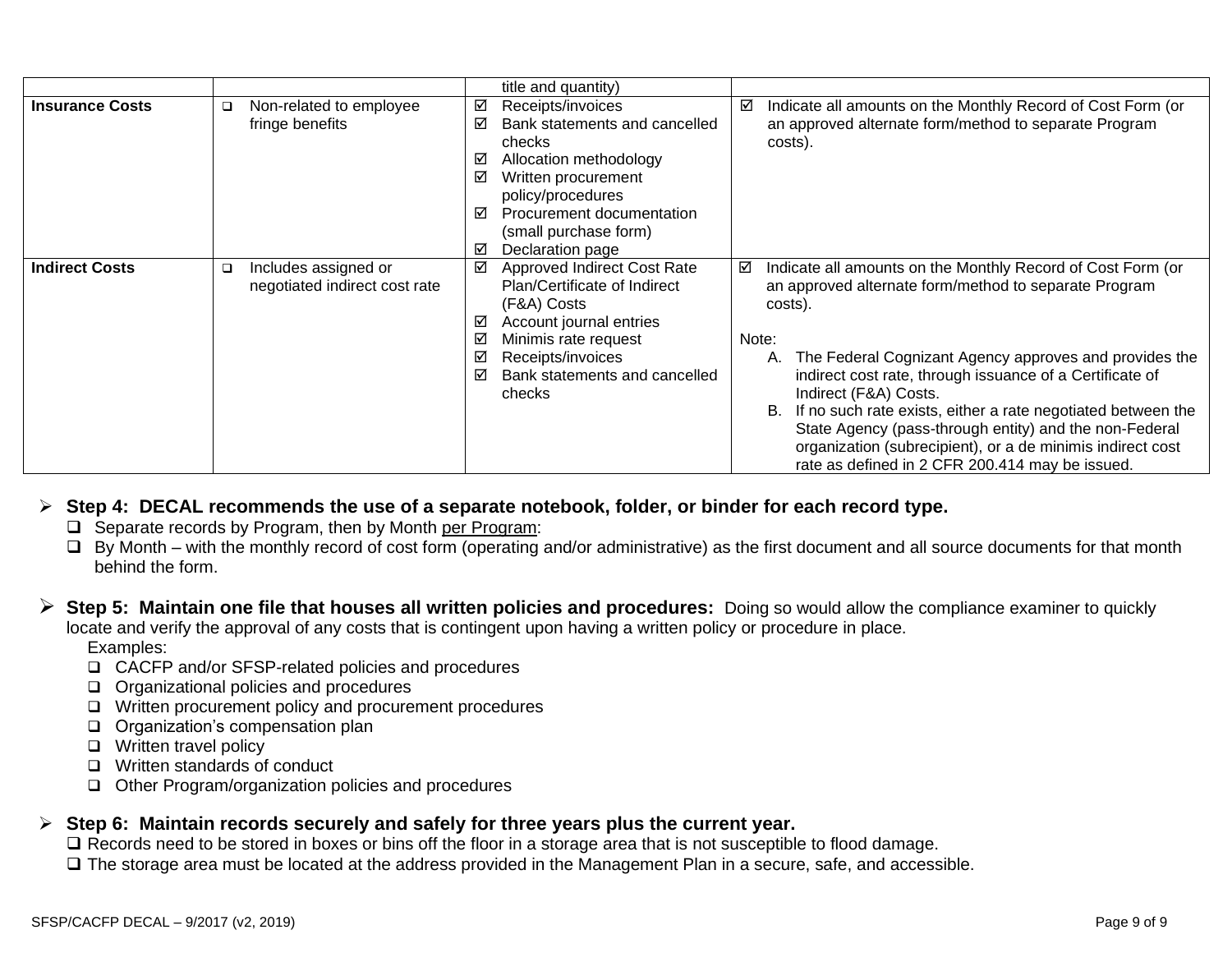| | | | |
|---|---|---|---|
| | | title and quantity) | |
| **Insurance Costs** | ❑ Non-related to employee fringe benefits | ☑ Receipts/invoices<br>☑ Bank statements and cancelled checks<br>☑ Allocation methodology<br>☑ Written procurement policy/procedures<br>☑ Procurement documentation (small purchase form)<br>☑ Declaration page | ☑ Indicate all amounts on the Monthly Record of Cost Form (or an approved alternate form/method to separate Program costs). |
| **Indirect Costs** | ❑ Includes assigned or negotiated indirect cost rate | ☑ Approved Indirect Cost Rate Plan/Certificate of Indirect (F&A) Costs<br>☑ Account journal entries<br>☑ Minimis rate request<br>☑ Receipts/invoices<br>☑ Bank statements and cancelled checks | ☑ Indicate all amounts on the Monthly Record of Cost Form (or an approved alternate form/method to separate Program costs).<br><br>Note:<br>A. The Federal Cognizant Agency approves and provides the indirect cost rate, through issuance of a Certificate of Indirect (F&A) Costs.<br>B. If no such rate exists, either a rate negotiated between the State Agency (pass-through entity) and the non-Federal organization (subrecipient), or a de minimis indirect cost rate as defined in 2 CFR 200.414 may be issued. |

- **Step 4: DECAL recommends the use of a separate notebook, folder, or binder for each record type.**
  - ❑ Separate records by Program, then by Month per Program:
  - ❑ By Month – with the monthly record of cost form (operating and/or administrative) as the first document and all source documents for that month behind the form.

- **Step 5: Maintain one file that houses all written policies and procedures:** Doing so would allow the compliance examiner to quickly locate and verify the approval of any costs that is contingent upon having a written policy or procedure in place.
  Examples:
  - ❑ CACFP and/or SFSP-related policies and procedures
  - ❑ Organizational policies and procedures
  - ❑ Written procurement policy and procurement procedures
  - ❑ Organization's compensation plan
  - ❑ Written travel policy
  - ❑ Written standards of conduct
  - ❑ Other Program/organization policies and procedures

- **Step 6: Maintain records securely and safely for three years plus the current year.**
  - ❑ Records need to be stored in boxes or bins off the floor in a storage area that is not susceptible to flood damage.
  - ❑ The storage area must be located at the address provided in the Management Plan in a secure, safe, and accessible.